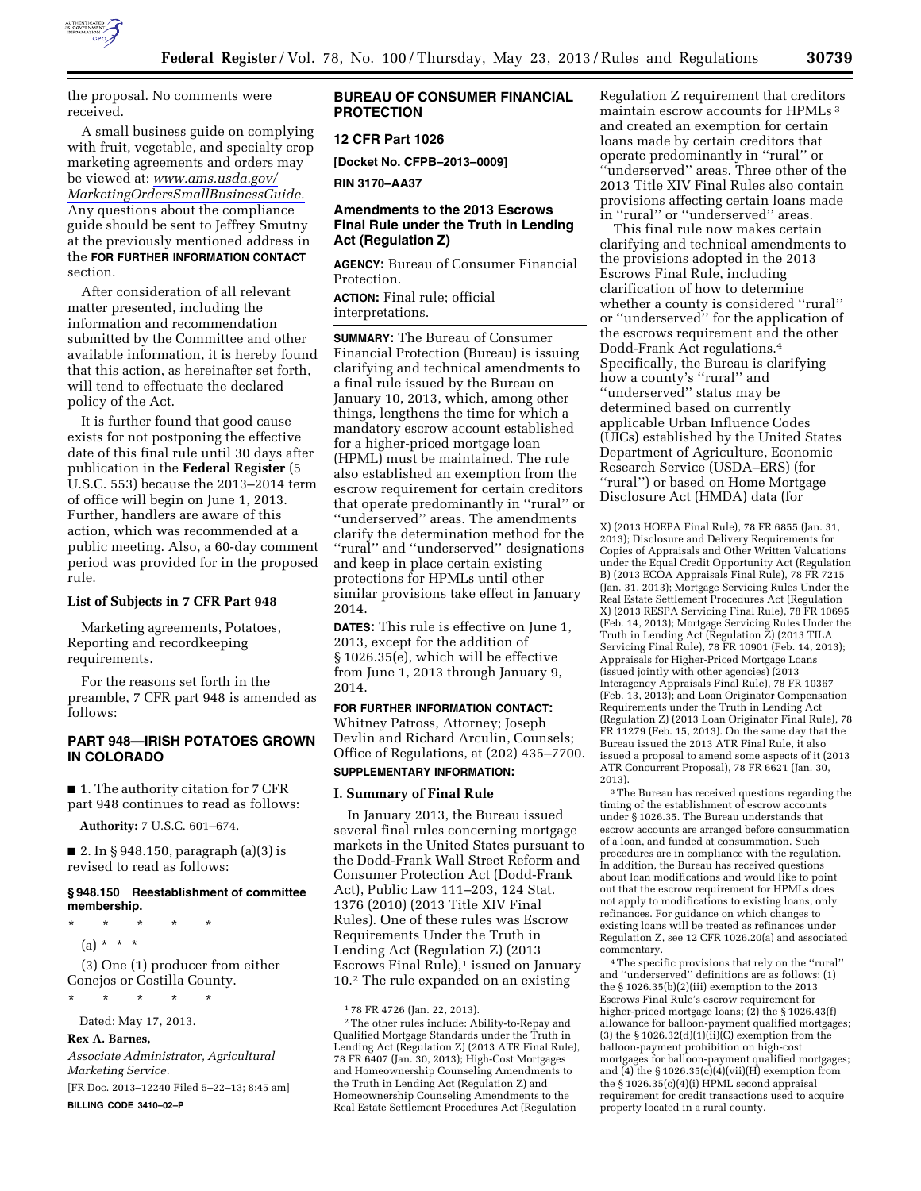the proposal. No comments were received.

A small business guide on complying with fruit, vegetable, and specialty crop marketing agreements and orders may be viewed at: *www.ams.usda.gov/MarketingOrdersSmallBusinessGuide.* Any questions about the compliance guide should be sent to Jeffrey Smutny at the previously mentioned address in the **FOR FURTHER INFORMATION CONTACT** section.

After consideration of all relevant matter presented, including the information and recommendation submitted by the Committee and other available information, it is hereby found that this action, as hereinafter set forth, will tend to effectuate the declared policy of the Act.

It is further found that good cause exists for not postponing the effective date of this final rule until 30 days after publication in the **Federal Register** (5 U.S.C. 553) because the 2013–2014 term of office will begin on June 1, 2013. Further, handlers are aware of this action, which was recommended at a public meeting. Also, a 60-day comment period was provided for in the proposed rule.

### List of Subjects in 7 CFR Part 948

Marketing agreements, Potatoes, Reporting and recordkeeping requirements.

For the reasons set forth in the preamble, 7 CFR part 948 is amended as follows:

## PART 948—IRISH POTATOES GROWN IN COLORADO

■ 1. The authority citation for 7 CFR part 948 continues to read as follows:

**Authority:** 7 U.S.C. 601–674.

■ 2. In § 948.150, paragraph (a)(3) is revised to read as follows:

### § 948.150 Reestablishment of committee membership.

\* \* \* \* \*

(a) \* \* \*

(3) One (1) producer from either Conejos or Costilla County.

\* \* \* \* \*

Dated: May 17, 2013.

**Rex A. Barnes,**

*Associate Administrator, Agricultural Marketing Service.*

[FR Doc. 2013–12240 Filed 5–22–13; 8:45 am]

**BILLING CODE 3410–02–P**

## BUREAU OF CONSUMER FINANCIAL PROTECTION

### 12 CFR Part 1026

**[Docket No. CFPB–2013–0009]**

**RIN 3170–AA37**

## Amendments to the 2013 Escrows Final Rule under the Truth in Lending Act (Regulation Z)

**AGENCY:** Bureau of Consumer Financial Protection.

**ACTION:** Final rule; official interpretations.

**SUMMARY:** The Bureau of Consumer Financial Protection (Bureau) is issuing clarifying and technical amendments to a final rule issued by the Bureau on January 10, 2013, which, among other things, lengthens the time for which a mandatory escrow account established for a higher-priced mortgage loan (HPML) must be maintained. The rule also established an exemption from the escrow requirement for certain creditors that operate predominantly in "rural" or "underserved" areas. The amendments clarify the determination method for the "rural" and "underserved" designations and keep in place certain existing protections for HPMLs until other similar provisions take effect in January 2014.

**DATES:** This rule is effective on June 1, 2013, except for the addition of § 1026.35(e), which will be effective from June 1, 2013 through January 9, 2014.

**FOR FURTHER INFORMATION CONTACT:** Whitney Patross, Attorney; Joseph Devlin and Richard Arculin, Counsels; Office of Regulations, at (202) 435–7700.

**SUPPLEMENTARY INFORMATION:**

### I. Summary of Final Rule

In January 2013, the Bureau issued several final rules concerning mortgage markets in the United States pursuant to the Dodd-Frank Wall Street Reform and Consumer Protection Act (Dodd-Frank Act), Public Law 111–203, 124 Stat. 1376 (2010) (2013 Title XIV Final Rules). One of these rules was Escrow Requirements Under the Truth in Lending Act (Regulation Z) (2013 Escrows Final Rule),[1] issued on January 10.[2] The rule expanded on an existing Regulation Z requirement that creditors maintain escrow accounts for HPMLs [3] and created an exemption for certain loans made by certain creditors that operate predominantly in "rural" or "underserved" areas. Three other of the 2013 Title XIV Final Rules also contain provisions affecting certain loans made in "rural" or "underserved" areas.

This final rule now makes certain clarifying and technical amendments to the provisions adopted in the 2013 Escrows Final Rule, including clarification of how to determine whether a county is considered "rural" or "underserved" for the application of the escrows requirement and the other Dodd-Frank Act regulations.[4] Specifically, the Bureau is clarifying how a county's "rural" and "underserved" status may be determined based on currently applicable Urban Influence Codes (UICs) established by the United States Department of Agriculture, Economic Research Service (USDA–ERS) (for "rural") or based on Home Mortgage Disclosure Act (HMDA) data (for

---

[1] 78 FR 4726 (Jan. 22, 2013).

[2] The other rules include: Ability-to-Repay and Qualified Mortgage Standards under the Truth in Lending Act (Regulation Z) (2013 ATR Final Rule), 78 FR 6407 (Jan. 30, 2013); High-Cost Mortgages and Homeownership Counseling Amendments to the Truth in Lending Act (Regulation Z) and Homeownership Counseling Amendments to the Real Estate Settlement Procedures Act (Regulation X) (2013 HOEPA Final Rule), 78 FR 6855 (Jan. 31, 2013); Disclosure and Delivery Requirements for Copies of Appraisals and Other Written Valuations under the Equal Credit Opportunity Act (Regulation B) (2013 ECOA Appraisals Final Rule), 78 FR 7215 (Jan. 31, 2013); Mortgage Servicing Rules Under the Real Estate Settlement Procedures Act (Regulation X) (2013 RESPA Servicing Final Rule), 78 FR 10695 (Feb. 14, 2013); Mortgage Servicing Rules Under the Truth in Lending Act (Regulation Z) (2013 TILA Servicing Final Rule), 78 FR 10901 (Feb. 14, 2013); Appraisals for Higher-Priced Mortgage Loans (issued jointly with other agencies) (2013 Interagency Appraisals Final Rule), 78 FR 10367 (Feb. 13, 2013); and Loan Originator Compensation Requirements under the Truth in Lending Act (Regulation Z) (2013 Loan Originator Final Rule), 78 FR 11279 (Feb. 15, 2013). On the same day that the Bureau issued the 2013 ATR Final Rule, it also issued a proposal to amend some aspects of it (2013 ATR Concurrent Proposal), 78 FR 6621 (Jan. 30, 2013).

[3] The Bureau has received questions regarding the timing of the establishment of escrow accounts under § 1026.35. The Bureau understands that escrow accounts are arranged before consummation of a loan, and funded at consummation. Such procedures are in compliance with the regulation. In addition, the Bureau has received questions about loan modifications and would like to point out that the escrow requirement for HPMLs does not apply to modifications to existing loans, only refinances. For guidance on which changes to existing loans will be treated as refinances under Regulation Z, see 12 CFR 1026.20(a) and associated commentary.

[4] The specific provisions that rely on the "rural" and "underserved" definitions are as follows: (1) the § 1026.35(b)(2)(iii) exemption to the 2013 Escrows Final Rule's escrow requirement for higher-priced mortgage loans; (2) the § 1026.43(f) allowance for balloon-payment qualified mortgages; (3) the § 1026.32(d)(1)(ii)(C) exemption from the balloon-payment prohibition on high-cost mortgages for balloon-payment qualified mortgages; and (4) the § 1026.35(c)(4)(vii)(H) exemption from the § 1026.35(c)(4)(i) HPML second appraisal requirement for credit transactions used to acquire property located in a rural county.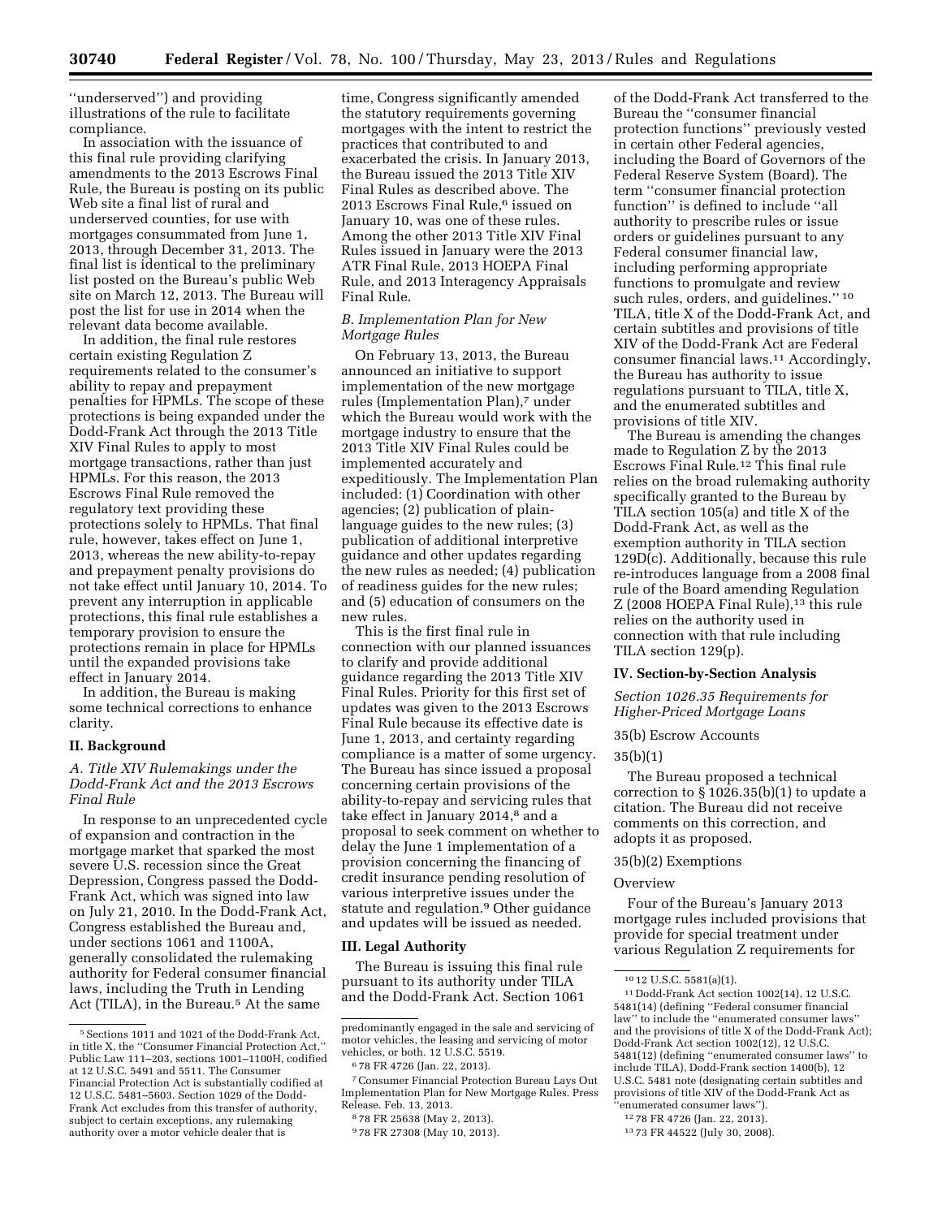''underserved'') and providing illustrations of the rule to facilitate compliance.

In association with the issuance of this final rule providing clarifying amendments to the 2013 Escrows Final Rule, the Bureau is posting on its public Web site a final list of rural and underserved counties, for use with mortgages consummated from June 1, 2013, through December 31, 2013. The final list is identical to the preliminary list posted on the Bureau's public Web site on March 12, 2013. The Bureau will post the list for use in 2014 when the relevant data become available.

In addition, the final rule restores certain existing Regulation Z requirements related to the consumer's ability to repay and prepayment penalties for HPMLs. The scope of these protections is being expanded under the Dodd-Frank Act through the 2013 Title XIV Final Rules to apply to most mortgage transactions, rather than just HPMLs. For this reason, the 2013 Escrows Final Rule removed the regulatory text providing these protections solely to HPMLs. That final rule, however, takes effect on June 1, 2013, whereas the new ability-to-repay and prepayment penalty provisions do not take effect until January 10, 2014. To prevent any interruption in applicable protections, this final rule establishes a temporary provision to ensure the protections remain in place for HPMLs until the expanded provisions take effect in January 2014.

In addition, the Bureau is making some technical corrections to enhance clarity.

## II. Background

### A. Title XIV Rulemakings under the Dodd-Frank Act and the 2013 Escrows Final Rule

In response to an unprecedented cycle of expansion and contraction in the mortgage market that sparked the most severe U.S. recession since the Great Depression, Congress passed the Dodd-Frank Act, which was signed into law on July 21, 2010. In the Dodd-Frank Act, Congress established the Bureau and, under sections 1061 and 1100A, generally consolidated the rulemaking authority for Federal consumer financial laws, including the Truth in Lending Act (TILA), in the Bureau.[5] At the same time, Congress significantly amended the statutory requirements governing mortgages with the intent to restrict the practices that contributed to and exacerbated the crisis. In January 2013, the Bureau issued the 2013 Title XIV Final Rules as described above. The 2013 Escrows Final Rule,[6] issued on January 10, was one of these rules. Among the other 2013 Title XIV Final Rules issued in January were the 2013 ATR Final Rule, 2013 HOEPA Final Rule, and 2013 Interagency Appraisals Final Rule.

### B. Implementation Plan for New Mortgage Rules

On February 13, 2013, the Bureau announced an initiative to support implementation of the new mortgage rules (Implementation Plan),[7] under which the Bureau would work with the mortgage industry to ensure that the 2013 Title XIV Final Rules could be implemented accurately and expeditiously. The Implementation Plan included: (1) Coordination with other agencies; (2) publication of plain-language guides to the new rules; (3) publication of additional interpretive guidance and other updates regarding the new rules as needed; (4) publication of readiness guides for the new rules; and (5) education of consumers on the new rules.

This is the first final rule in connection with our planned issuances to clarify and provide additional guidance regarding the 2013 Title XIV Final Rules. Priority for this first set of updates was given to the 2013 Escrows Final Rule because its effective date is June 1, 2013, and certainty regarding compliance is a matter of some urgency. The Bureau has since issued a proposal concerning certain provisions of the ability-to-repay and servicing rules that take effect in January 2014,[8] and a proposal to seek comment on whether to delay the June 1 implementation of a provision concerning the financing of credit insurance pending resolution of various interpretive issues under the statute and regulation.[9] Other guidance and updates will be issued as needed.

## III. Legal Authority

The Bureau is issuing this final rule pursuant to its authority under TILA and the Dodd-Frank Act. Section 1061 of the Dodd-Frank Act transferred to the Bureau the ''consumer financial protection functions'' previously vested in certain other Federal agencies, including the Board of Governors of the Federal Reserve System (Board). The term ''consumer financial protection function'' is defined to include ''all authority to prescribe rules or issue orders or guidelines pursuant to any Federal consumer financial law, including performing appropriate functions to promulgate and review such rules, orders, and guidelines.''[10] TILA, title X of the Dodd-Frank Act, and certain subtitles and provisions of title XIV of the Dodd-Frank Act are Federal consumer financial laws.[11] Accordingly, the Bureau has authority to issue regulations pursuant to TILA, title X, and the enumerated subtitles and provisions of title XIV.

The Bureau is amending the changes made to Regulation Z by the 2013 Escrows Final Rule.[12] This final rule relies on the broad rulemaking authority specifically granted to the Bureau by TILA section 105(a) and title X of the Dodd-Frank Act, as well as the exemption authority in TILA section 129D(c). Additionally, because this rule re-introduces language from a 2008 final rule of the Board amending Regulation Z (2008 HOEPA Final Rule),[13] this rule relies on the authority used in connection with that rule including TILA section 129(p).

## IV. Section-by-Section Analysis

### Section 1026.35 Requirements for Higher-Priced Mortgage Loans

35(b) Escrow Accounts

35(b)(1)

The Bureau proposed a technical correction to § 1026.35(b)(1) to update a citation. The Bureau did not receive comments on this correction, and adopts it as proposed.

35(b)(2) Exemptions

Overview

Four of the Bureau's January 2013 mortgage rules included provisions that provide for special treatment under various Regulation Z requirements for

---

[5] Sections 1011 and 1021 of the Dodd-Frank Act, in title X, the ''Consumer Financial Protection Act,'' Public Law 111–203, sections 1001–1100H, codified at 12 U.S.C. 5491 and 5511. The Consumer Financial Protection Act is substantially codified at 12 U.S.C. 5481–5603. Section 1029 of the Dodd-Frank Act excludes from this transfer of authority, subject to certain exceptions, any rulemaking authority over a motor vehicle dealer that is predominantly engaged in the sale and servicing of motor vehicles, the leasing and servicing of motor vehicles, or both. 12 U.S.C. 5519.

[6] 78 FR 4726 (Jan. 22, 2013).

[7] Consumer Financial Protection Bureau Lays Out Implementation Plan for New Mortgage Rules. Press Release. Feb. 13, 2013.

[8] 78 FR 25638 (May 2, 2013).

[9] 78 FR 27308 (May 10, 2013).

[10] 12 U.S.C. 5581(a)(1).

[11] Dodd-Frank Act section 1002(14), 12 U.S.C. 5481(14) (defining ''Federal consumer financial law'' to include the ''enumerated consumer laws'' and the provisions of title X of the Dodd-Frank Act); Dodd-Frank Act section 1002(12), 12 U.S.C. 5481(12) (defining ''enumerated consumer laws'' to include TILA), Dodd-Frank section 1400(b), 12 U.S.C. 5481 note (designating certain subtitles and provisions of title XIV of the Dodd-Frank Act as ''enumerated consumer laws'').

[12] 78 FR 4726 (Jan. 22, 2013).

[13] 73 FR 44522 (July 30, 2008).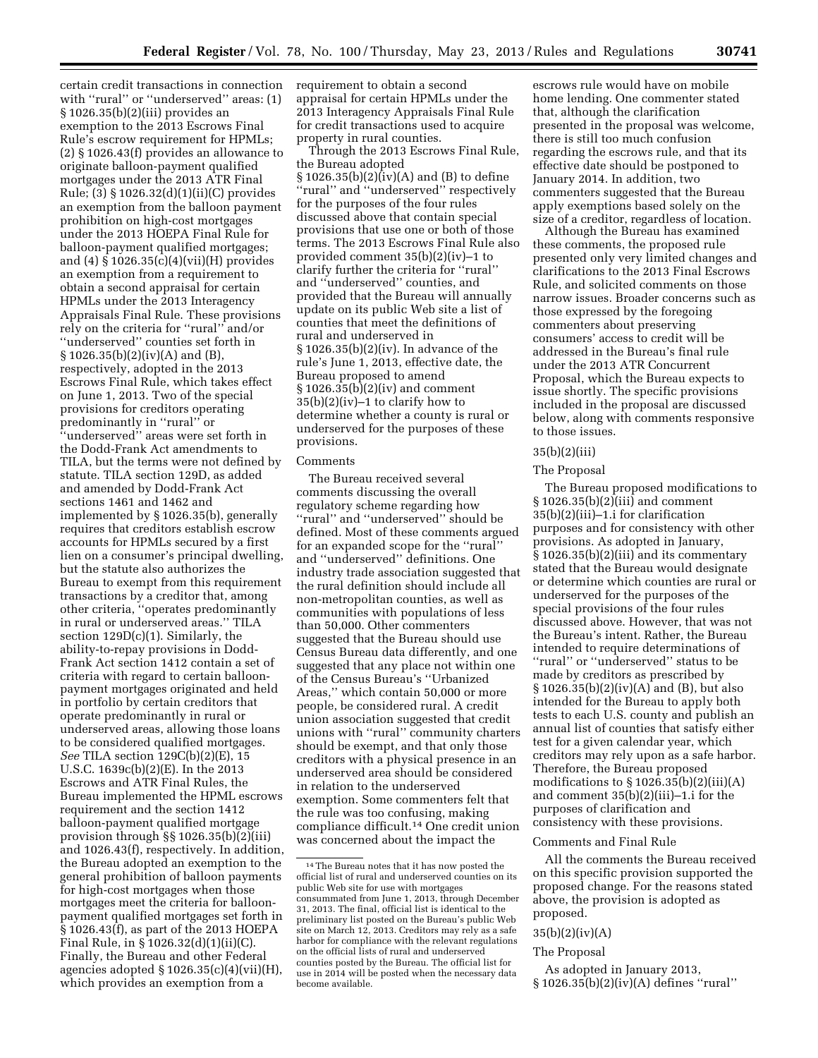certain credit transactions in connection with ''rural'' or ''underserved'' areas: (1) § 1026.35(b)(2)(iii) provides an exemption to the 2013 Escrows Final Rule's escrow requirement for HPMLs; (2) § 1026.43(f) provides an allowance to originate balloon-payment qualified mortgages under the 2013 ATR Final Rule; (3) § 1026.32(d)(1)(ii)(C) provides an exemption from the balloon payment prohibition on high-cost mortgages under the 2013 HOEPA Final Rule for balloon-payment qualified mortgages; and (4) § 1026.35(c)(4)(vii)(H) provides an exemption from a requirement to obtain a second appraisal for certain HPMLs under the 2013 Interagency Appraisals Final Rule. These provisions rely on the criteria for ''rural'' and/or ''underserved'' counties set forth in § 1026.35(b)(2)(iv)(A) and (B), respectively, adopted in the 2013 Escrows Final Rule, which takes effect on June 1, 2013. Two of the special provisions for creditors operating predominantly in ''rural'' or ''underserved'' areas were set forth in the Dodd-Frank Act amendments to TILA, but the terms were not defined by statute. TILA section 129D, as added and amended by Dodd-Frank Act sections 1461 and 1462 and implemented by § 1026.35(b), generally requires that creditors establish escrow accounts for HPMLs secured by a first lien on a consumer's principal dwelling, but the statute also authorizes the Bureau to exempt from this requirement transactions by a creditor that, among other criteria, ''operates predominantly in rural or underserved areas.'' TILA section 129D(c)(1). Similarly, the ability-to-repay provisions in Dodd-Frank Act section 1412 contain a set of criteria with regard to certain balloon-payment mortgages originated and held in portfolio by certain creditors that operate predominantly in rural or underserved areas, allowing those loans to be considered qualified mortgages. *See* TILA section 129C(b)(2)(E), 15 U.S.C. 1639c(b)(2)(E). In the 2013 Escrows and ATR Final Rules, the Bureau implemented the HPML escrows requirement and the section 1412 balloon-payment qualified mortgage provision through §§ 1026.35(b)(2)(iii) and 1026.43(f), respectively. In addition, the Bureau adopted an exemption to the general prohibition of balloon payments for high-cost mortgages when those mortgages meet the criteria for balloon-payment qualified mortgages set forth in § 1026.43(f), as part of the 2013 HOEPA Final Rule, in § 1026.32(d)(1)(ii)(C). Finally, the Bureau and other Federal agencies adopted § 1026.35(c)(4)(vii)(H), which provides an exemption from a requirement to obtain a second appraisal for certain HPMLs under the 2013 Interagency Appraisals Final Rule for credit transactions used to acquire property in rural counties.

Through the 2013 Escrows Final Rule, the Bureau adopted § 1026.35(b)(2)(iv)(A) and (B) to define ''rural'' and ''underserved'' respectively for the purposes of the four rules discussed above that contain special provisions that use one or both of those terms. The 2013 Escrows Final Rule also provided comment 35(b)(2)(iv)–1 to clarify further the criteria for ''rural'' and ''underserved'' counties, and provided that the Bureau will annually update on its public Web site a list of counties that meet the definitions of rural and underserved in § 1026.35(b)(2)(iv). In advance of the rule's June 1, 2013, effective date, the Bureau proposed to amend § 1026.35(b)(2)(iv) and comment 35(b)(2)(iv)–1 to clarify how to determine whether a county is rural or underserved for the purposes of these provisions.

Comments

The Bureau received several comments discussing the overall regulatory scheme regarding how ''rural'' and ''underserved'' should be defined. Most of these comments argued for an expanded scope for the ''rural'' and ''underserved'' definitions. One industry trade association suggested that the rural definition should include all non-metropolitan counties, as well as communities with populations of less than 50,000. Other commenters suggested that the Bureau should use Census Bureau data differently, and one suggested that any place not within one of the Census Bureau's ''Urbanized Areas,'' which contain 50,000 or more people, be considered rural. A credit union association suggested that credit unions with ''rural'' community charters should be exempt, and that only those creditors with a physical presence in an underserved area should be considered in relation to the underserved exemption. Some commenters felt that the rule was too confusing, making compliance difficult.[14] One credit union was concerned about the impact the escrows rule would have on mobile home lending. One commenter stated that, although the clarification presented in the proposal was welcome, there is still too much confusion regarding the escrows rule, and that its effective date should be postponed to January 2014. In addition, two commenters suggested that the Bureau apply exemptions based solely on the size of a creditor, regardless of location.

Although the Bureau has examined these comments, the proposed rule presented only very limited changes and clarifications to the 2013 Final Escrows Rule, and solicited comments on those narrow issues. Broader concerns such as those expressed by the foregoing commenters about preserving consumers' access to credit will be addressed in the Bureau's final rule under the 2013 ATR Concurrent Proposal, which the Bureau expects to issue shortly. The specific provisions included in the proposal are discussed below, along with comments responsive to those issues.

35(b)(2)(iii)

The Proposal

The Bureau proposed modifications to § 1026.35(b)(2)(iii) and comment 35(b)(2)(iii)–1.i for clarification purposes and for consistency with other provisions. As adopted in January, § 1026.35(b)(2)(iii) and its commentary stated that the Bureau would designate or determine which counties are rural or underserved for the purposes of the special provisions of the four rules discussed above. However, that was not the Bureau's intent. Rather, the Bureau intended to require determinations of ''rural'' or ''underserved'' status to be made by creditors as prescribed by § 1026.35(b)(2)(iv)(A) and (B), but also intended for the Bureau to apply both tests to each U.S. county and publish an annual list of counties that satisfy either test for a given calendar year, which creditors may rely upon as a safe harbor. Therefore, the Bureau proposed modifications to § 1026.35(b)(2)(iii)(A) and comment 35(b)(2)(iii)–1.i for the purposes of clarification and consistency with these provisions.

Comments and Final Rule

All the comments the Bureau received on this specific provision supported the proposed change. For the reasons stated above, the provision is adopted as proposed.

35(b)(2)(iv)(A)

The Proposal

As adopted in January 2013, § 1026.35(b)(2)(iv)(A) defines ''rural''

[14] The Bureau notes that it has now posted the official list of rural and underserved counties on its public Web site for use with mortgages consummated from June 1, 2013, through December 31, 2013. The final, official list is identical to the preliminary list posted on the Bureau's public Web site on March 12, 2013. Creditors may rely as a safe harbor for compliance with the relevant regulations on the official lists of rural and underserved counties posted by the Bureau. The official list for use in 2014 will be posted when the necessary data become available.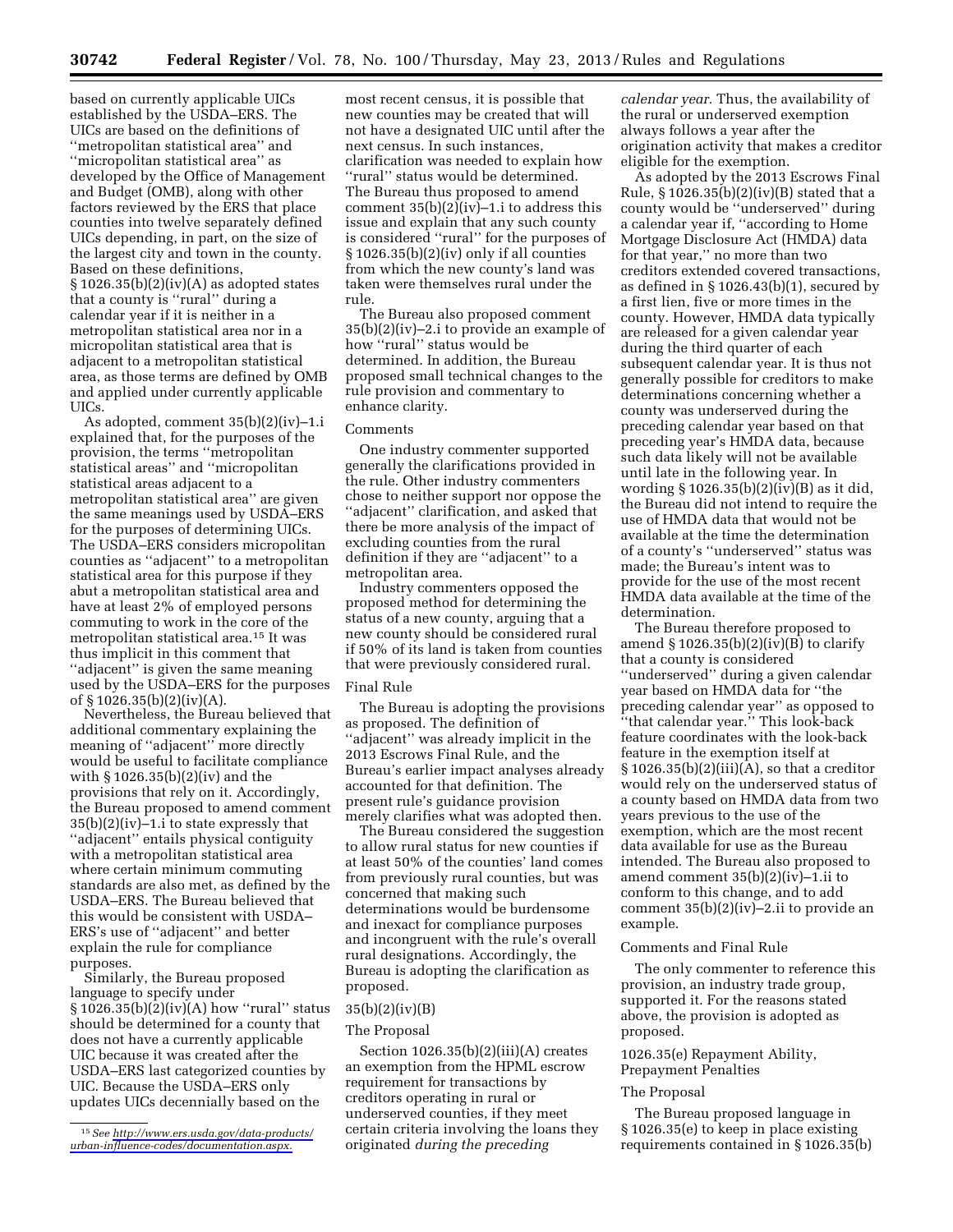based on currently applicable UICs established by the USDA–ERS. The UICs are based on the definitions of ''metropolitan statistical area'' and ''micropolitan statistical area'' as developed by the Office of Management and Budget (OMB), along with other factors reviewed by the ERS that place counties into twelve separately defined UICs depending, in part, on the size of the largest city and town in the county. Based on these definitions, § 1026.35(b)(2)(iv)(A) as adopted states that a county is ''rural'' during a calendar year if it is neither in a metropolitan statistical area nor in a micropolitan statistical area that is adjacent to a metropolitan statistical area, as those terms are defined by OMB and applied under currently applicable UICs.

As adopted, comment 35(b)(2)(iv)–1.i explained that, for the purposes of the provision, the terms ''metropolitan statistical areas'' and ''micropolitan statistical areas adjacent to a metropolitan statistical area'' are given the same meanings used by USDA–ERS for the purposes of determining UICs. The USDA–ERS considers micropolitan counties as ''adjacent'' to a metropolitan statistical area for this purpose if they abut a metropolitan statistical area and have at least 2% of employed persons commuting to work in the core of the metropolitan statistical area.[15] It was thus implicit in this comment that ''adjacent'' is given the same meaning used by the USDA–ERS for the purposes of § 1026.35(b)(2)(iv)(A).

Nevertheless, the Bureau believed that additional commentary explaining the meaning of ''adjacent'' more directly would be useful to facilitate compliance with § 1026.35(b)(2)(iv) and the provisions that rely on it. Accordingly, the Bureau proposed to amend comment 35(b)(2)(iv)–1.i to state expressly that ''adjacent'' entails physical contiguity with a metropolitan statistical area where certain minimum commuting standards are also met, as defined by the USDA–ERS. The Bureau believed that this would be consistent with USDA–ERS's use of ''adjacent'' and better explain the rule for compliance purposes.

Similarly, the Bureau proposed language to specify under § 1026.35(b)(2)(iv)(A) how ''rural'' status should be determined for a county that does not have a currently applicable UIC because it was created after the USDA–ERS last categorized counties by UIC. Because the USDA–ERS only updates UICs decennially based on the most recent census, it is possible that new counties may be created that will not have a designated UIC until after the next census. In such instances, clarification was needed to explain how ''rural'' status would be determined. The Bureau thus proposed to amend comment 35(b)(2)(iv)–1.i to address this issue and explain that any such county is considered ''rural'' for the purposes of § 1026.35(b)(2)(iv) only if all counties from which the new county's land was taken were themselves rural under the rule.

The Bureau also proposed comment 35(b)(2)(iv)–2.i to provide an example of how ''rural'' status would be determined. In addition, the Bureau proposed small technical changes to the rule provision and commentary to enhance clarity.

Comments

One industry commenter supported generally the clarifications provided in the rule. Other industry commenters chose to neither support nor oppose the ''adjacent'' clarification, and asked that there be more analysis of the impact of excluding counties from the rural definition if they are ''adjacent'' to a metropolitan area.

Industry commenters opposed the proposed method for determining the status of a new county, arguing that a new county should be considered rural if 50% of its land is taken from counties that were previously considered rural.

Final Rule

The Bureau is adopting the provisions as proposed. The definition of ''adjacent'' was already implicit in the 2013 Escrows Final Rule, and the Bureau's earlier impact analyses already accounted for that definition. The present rule's guidance provision merely clarifies what was adopted then.

The Bureau considered the suggestion to allow rural status for new counties if at least 50% of the counties' land comes from previously rural counties, but was concerned that making such determinations would be burdensome and inexact for compliance purposes and incongruent with the rule's overall rural designations. Accordingly, the Bureau is adopting the clarification as proposed.

35(b)(2)(iv)(B)

The Proposal

Section 1026.35(b)(2)(iii)(A) creates an exemption from the HPML escrow requirement for transactions by creditors operating in rural or underserved counties, if they meet certain criteria involving the loans they originated *during the preceding calendar year.* Thus, the availability of the rural or underserved exemption always follows a year after the origination activity that makes a creditor eligible for the exemption.

As adopted by the 2013 Escrows Final Rule, § 1026.35(b)(2)(iv)(B) stated that a county would be ''underserved'' during a calendar year if, ''according to Home Mortgage Disclosure Act (HMDA) data for that year,'' no more than two creditors extended covered transactions, as defined in § 1026.43(b)(1), secured by a first lien, five or more times in the county. However, HMDA data typically are released for a given calendar year during the third quarter of each subsequent calendar year. It is thus not generally possible for creditors to make determinations concerning whether a county was underserved during the preceding calendar year based on that preceding year's HMDA data, because such data likely will not be available until late in the following year. In wording § 1026.35(b)(2)(iv)(B) as it did, the Bureau did not intend to require the use of HMDA data that would not be available at the time the determination of a county's ''underserved'' status was made; the Bureau's intent was to provide for the use of the most recent HMDA data available at the time of the determination.

The Bureau therefore proposed to amend § 1026.35(b)(2)(iv)(B) to clarify that a county is considered ''underserved'' during a given calendar year based on HMDA data for ''the preceding calendar year'' as opposed to ''that calendar year.'' This look-back feature coordinates with the look-back feature in the exemption itself at § 1026.35(b)(2)(iii)(A), so that a creditor would rely on the underserved status of a county based on HMDA data from two years previous to the use of the exemption, which are the most recent data available for use as the Bureau intended. The Bureau also proposed to amend comment 35(b)(2)(iv)–1.ii to conform to this change, and to add comment 35(b)(2)(iv)–2.ii to provide an example.

Comments and Final Rule

The only commenter to reference this provision, an industry trade group, supported it. For the reasons stated above, the provision is adopted as proposed.

1026.35(e) Repayment Ability, Prepayment Penalties

The Proposal

The Bureau proposed language in § 1026.35(e) to keep in place existing requirements contained in § 1026.35(b)

[15] *See http://www.ers.usda.gov/data-products/urban-influence-codes/documentation.aspx.*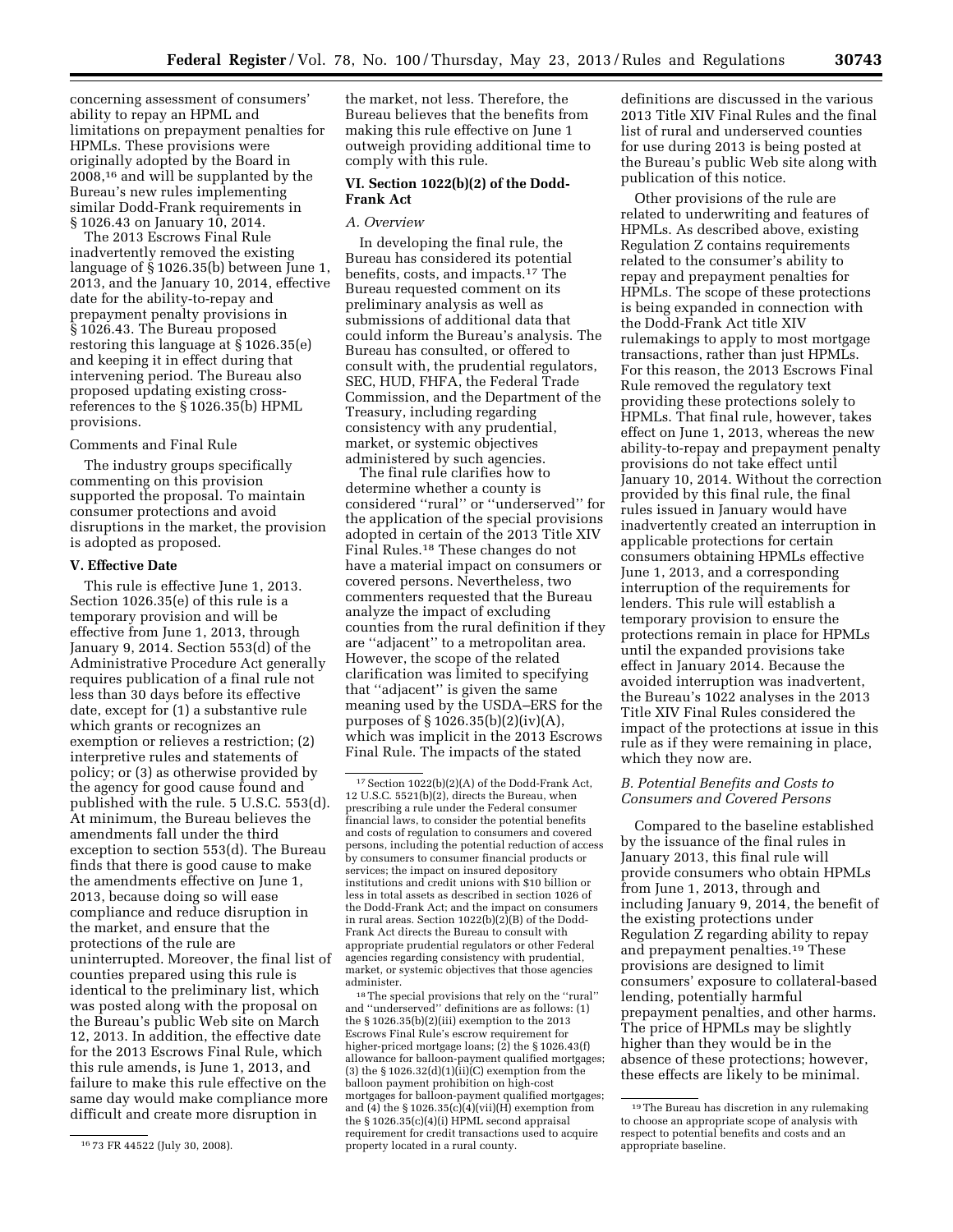concerning assessment of consumers' ability to repay an HPML and limitations on prepayment penalties for HPMLs. These provisions were originally adopted by the Board in 2008,[16] and will be supplanted by the Bureau's new rules implementing similar Dodd-Frank requirements in § 1026.43 on January 10, 2014.

The 2013 Escrows Final Rule inadvertently removed the existing language of § 1026.35(b) between June 1, 2013, and the January 10, 2014, effective date for the ability-to-repay and prepayment penalty provisions in § 1026.43. The Bureau proposed restoring this language at § 1026.35(e) and keeping it in effect during that intervening period. The Bureau also proposed updating existing cross-references to the § 1026.35(b) HPML provisions.

Comments and Final Rule

The industry groups specifically commenting on this provision supported the proposal. To maintain consumer protections and avoid disruptions in the market, the provision is adopted as proposed.

### V. Effective Date

This rule is effective June 1, 2013. Section 1026.35(e) of this rule is a temporary provision and will be effective from June 1, 2013, through January 9, 2014. Section 553(d) of the Administrative Procedure Act generally requires publication of a final rule not less than 30 days before its effective date, except for (1) a substantive rule which grants or recognizes an exemption or relieves a restriction; (2) interpretive rules and statements of policy; or (3) as otherwise provided by the agency for good cause found and published with the rule. 5 U.S.C. 553(d). At minimum, the Bureau believes the amendments fall under the third exception to section 553(d). The Bureau finds that there is good cause to make the amendments effective on June 1, 2013, because doing so will ease compliance and reduce disruption in the market, and ensure that the protections of the rule are uninterrupted. Moreover, the final list of counties prepared using this rule is identical to the preliminary list, which was posted along with the proposal on the Bureau's public Web site on March 12, 2013. In addition, the effective date for the 2013 Escrows Final Rule, which this rule amends, is June 1, 2013, and failure to make this rule effective on the same day would make compliance more difficult and create more disruption in the market, not less. Therefore, the Bureau believes that the benefits from making this rule effective on June 1 outweigh providing additional time to comply with this rule.

### VI. Section 1022(b)(2) of the Dodd-Frank Act

#### *A. Overview*

In developing the final rule, the Bureau has considered its potential benefits, costs, and impacts.[17] The Bureau requested comment on its preliminary analysis as well as submissions of additional data that could inform the Bureau's analysis. The Bureau has consulted, or offered to consult with, the prudential regulators, SEC, HUD, FHFA, the Federal Trade Commission, and the Department of the Treasury, including regarding consistency with any prudential, market, or systemic objectives administered by such agencies.

The final rule clarifies how to determine whether a county is considered "rural" or "underserved" for the application of the special provisions adopted in certain of the 2013 Title XIV Final Rules.[18] These changes do not have a material impact on consumers or covered persons. Nevertheless, two commenters requested that the Bureau analyze the impact of excluding counties from the rural definition if they are "adjacent" to a metropolitan area. However, the scope of the related clarification was limited to specifying that "adjacent" is given the same meaning used by the USDA–ERS for the purposes of § 1026.35(b)(2)(iv)(A), which was implicit in the 2013 Escrows Final Rule. The impacts of the stated definitions are discussed in the various 2013 Title XIV Final Rules and the final list of rural and underserved counties for use during 2013 is being posted at the Bureau's public Web site along with publication of this notice.

Other provisions of the rule are related to underwriting and features of HPMLs. As described above, existing Regulation Z contains requirements related to the consumer's ability to repay and prepayment penalties for HPMLs. The scope of these protections is being expanded in connection with the Dodd-Frank Act title XIV rulemakings to apply to most mortgage transactions, rather than just HPMLs. For this reason, the 2013 Escrows Final Rule removed the regulatory text providing these protections solely to HPMLs. That final rule, however, takes effect on June 1, 2013, whereas the new ability-to-repay and prepayment penalty provisions do not take effect until January 10, 2014. Without the correction provided by this final rule, the final rules issued in January would have inadvertently created an interruption in applicable protections for certain consumers obtaining HPMLs effective June 1, 2013, and a corresponding interruption of the requirements for lenders. This rule will establish a temporary provision to ensure the protections remain in place for HPMLs until the expanded provisions take effect in January 2014. Because the avoided interruption was inadvertent, the Bureau's 1022 analyses in the 2013 Title XIV Final Rules considered the impact of the protections at issue in this rule as if they were remaining in place, which they now are.

#### *B. Potential Benefits and Costs to Consumers and Covered Persons*

Compared to the baseline established by the issuance of the final rules in January 2013, this final rule will provide consumers who obtain HPMLs from June 1, 2013, through and including January 9, 2014, the benefit of the existing protections under Regulation Z regarding ability to repay and prepayment penalties.[19] These provisions are designed to limit consumers' exposure to collateral-based lending, potentially harmful prepayment penalties, and other harms. The price of HPMLs may be slightly higher than they would be in the absence of these protections; however, these effects are likely to be minimal.

---

[16] 73 FR 44522 (July 30, 2008).

[17] Section 1022(b)(2)(A) of the Dodd-Frank Act, 12 U.S.C. 5521(b)(2), directs the Bureau, when prescribing a rule under the Federal consumer financial laws, to consider the potential benefits and costs of regulation to consumers and covered persons, including the potential reduction of access by consumers to consumer financial products or services; the impact on insured depository institutions and credit unions with $10 billion or less in total assets as described in section 1026 of the Dodd-Frank Act; and the impact on consumers in rural areas. Section 1022(b)(2)(B) of the Dodd-Frank Act directs the Bureau to consult with appropriate prudential regulators or other Federal agencies regarding consistency with prudential, market, or systemic objectives that those agencies administer.

[18] The special provisions that rely on the "rural" and "underserved" definitions are as follows: (1) the § 1026.35(b)(2)(iii) exemption to the 2013 Escrows Final Rule's escrow requirement for higher-priced mortgage loans; (2) the § 1026.43(f) allowance for balloon-payment qualified mortgages; (3) the § 1026.32(d)(1)(ii)(C) exemption from the balloon payment prohibition on high-cost mortgages for balloon-payment qualified mortgages; and (4) the § 1026.35(c)(4)(vii)(H) exemption from the § 1026.35(c)(4)(i) HPML second appraisal requirement for credit transactions used to acquire property located in a rural county.

[19] The Bureau has discretion in any rulemaking to choose an appropriate scope of analysis with respect to potential benefits and costs and an appropriate baseline.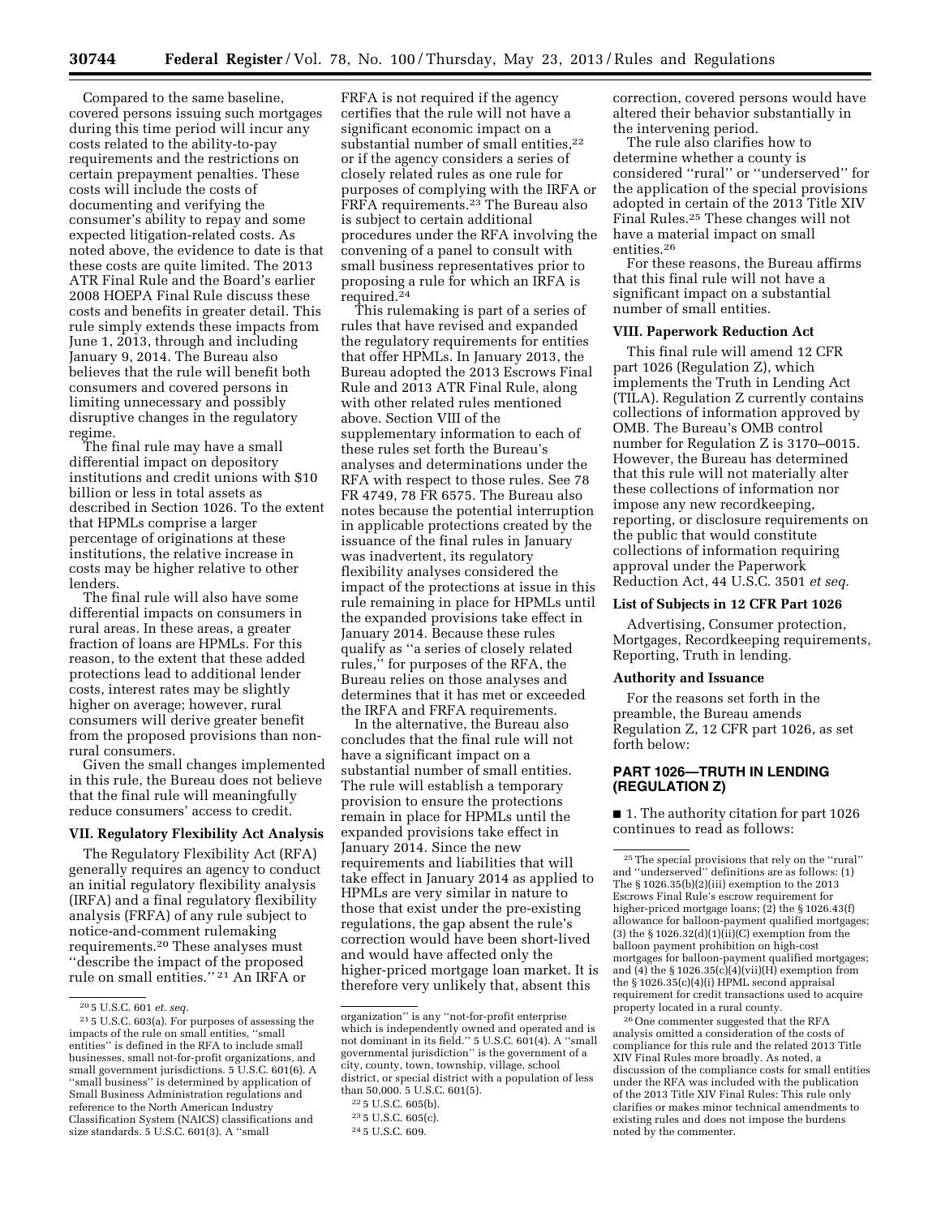Compared to the same baseline, covered persons issuing such mortgages during this time period will incur any costs related to the ability-to-pay requirements and the restrictions on certain prepayment penalties. These costs will include the costs of documenting and verifying the consumer's ability to repay and some expected litigation-related costs. As noted above, the evidence to date is that these costs are quite limited. The 2013 ATR Final Rule and the Board's earlier 2008 HOEPA Final Rule discuss these costs and benefits in greater detail. This rule simply extends these impacts from June 1, 2013, through and including January 9, 2014. The Bureau also believes that the rule will benefit both consumers and covered persons in limiting unnecessary and possibly disruptive changes in the regulatory regime.

The final rule may have a small differential impact on depository institutions and credit unions with $10 billion or less in total assets as described in Section 1026. To the extent that HPMLs comprise a larger percentage of originations at these institutions, the relative increase in costs may be higher relative to other lenders.

The final rule will also have some differential impacts on consumers in rural areas. In these areas, a greater fraction of loans are HPMLs. For this reason, to the extent that these added protections lead to additional lender costs, interest rates may be slightly higher on average; however, rural consumers will derive greater benefit from the proposed provisions than non-rural consumers.

Given the small changes implemented in this rule, the Bureau does not believe that the final rule will meaningfully reduce consumers' access to credit.

### VII. Regulatory Flexibility Act Analysis

The Regulatory Flexibility Act (RFA) generally requires an agency to conduct an initial regulatory flexibility analysis (IRFA) and a final regulatory flexibility analysis (FRFA) of any rule subject to notice-and-comment rulemaking requirements.[20] These analyses must ''describe the impact of the proposed rule on small entities.'' [21] An IRFA or FRFA is not required if the agency certifies that the rule will not have a significant economic impact on a substantial number of small entities,[22] or if the agency considers a series of closely related rules as one rule for purposes of complying with the IRFA or FRFA requirements.[23] The Bureau also is subject to certain additional procedures under the RFA involving the convening of a panel to consult with small business representatives prior to proposing a rule for which an IRFA is required.[24]

This rulemaking is part of a series of rules that have revised and expanded the regulatory requirements for entities that offer HPMLs. In January 2013, the Bureau adopted the 2013 Escrows Final Rule and 2013 ATR Final Rule, along with other related rules mentioned above. Section VIII of the supplementary information to each of these rules set forth the Bureau's analyses and determinations under the RFA with respect to those rules. See 78 FR 4749, 78 FR 6575. The Bureau also notes because the potential interruption in applicable protections created by the issuance of the final rules in January was inadvertent, its regulatory flexibility analyses considered the impact of the protections at issue in this rule remaining in place for HPMLs until the expanded provisions take effect in January 2014. Because these rules qualify as ''a series of closely related rules,'' for purposes of the RFA, the Bureau relies on those analyses and determines that it has met or exceeded the IRFA and FRFA requirements.

In the alternative, the Bureau also concludes that the final rule will not have a significant impact on a substantial number of small entities. The rule will establish a temporary provision to ensure the protections remain in place for HPMLs until the expanded provisions take effect in January 2014. Since the new requirements and liabilities that will take effect in January 2014 as applied to HPMLs are very similar in nature to those that exist under the pre-existing regulations, the gap absent the rule's correction would have been short-lived and would have affected only the higher-priced mortgage loan market. It is therefore very unlikely that, absent this correction, covered persons would have altered their behavior substantially in the intervening period.

The rule also clarifies how to determine whether a county is considered ''rural'' or ''underserved'' for the application of the special provisions adopted in certain of the 2013 Title XIV Final Rules.[25] These changes will not have a material impact on small entities.[26]

For these reasons, the Bureau affirms that this final rule will not have a significant impact on a substantial number of small entities.

### VIII. Paperwork Reduction Act

This final rule will amend 12 CFR part 1026 (Regulation Z), which implements the Truth in Lending Act (TILA). Regulation Z currently contains collections of information approved by OMB. The Bureau's OMB control number for Regulation Z is 3170–0015. However, the Bureau has determined that this rule will not materially alter these collections of information nor impose any new recordkeeping, reporting, or disclosure requirements on the public that would constitute collections of information requiring approval under the Paperwork Reduction Act, 44 U.S.C. 3501 *et seq.*

### List of Subjects in 12 CFR Part 1026

Advertising, Consumer protection, Mortgages, Recordkeeping requirements, Reporting, Truth in lending.

### Authority and Issuance

For the reasons set forth in the preamble, the Bureau amends Regulation Z, 12 CFR part 1026, as set forth below:

## PART 1026—TRUTH IN LENDING (REGULATION Z)

■ 1. The authority citation for part 1026 continues to read as follows:

---

[20] 5 U.S.C. 601 *et. seq.*

[21] 5 U.S.C. 603(a). For purposes of assessing the impacts of the rule on small entities, ''small entities'' is defined in the RFA to include small businesses, small not-for-profit organizations, and small government jurisdictions. 5 U.S.C. 601(6). A ''small business'' is determined by application of Small Business Administration regulations and reference to the North American Industry Classification System (NAICS) classifications and size standards. 5 U.S.C. 601(3). A ''small organization'' is any ''not-for-profit enterprise which is independently owned and operated and is not dominant in its field.'' 5 U.S.C. 601(4). A ''small governmental jurisdiction'' is the government of a city, county, town, township, village, school district, or special district with a population of less than 50,000. 5 U.S.C. 601(5).

[22] 5 U.S.C. 605(b).

[23] 5 U.S.C. 605(c).

[24] 5 U.S.C. 609.

[25] The special provisions that rely on the ''rural'' and ''underserved'' definitions are as follows: (1) The § 1026.35(b)(2)(iii) exemption to the 2013 Escrows Final Rule's escrow requirement for higher-priced mortgage loans; (2) the § 1026.43(f) allowance for balloon-payment qualified mortgages; (3) the § 1026.32(d)(1)(ii)(C) exemption from the balloon payment prohibition on high-cost mortgages for balloon-payment qualified mortgages; and (4) the § 1026.35(c)(4)(vii)(H) exemption from the § 1026.35(c)(4)(i) HPML second appraisal requirement for credit transactions used to acquire property located in a rural county.

[26] One commenter suggested that the RFA analysis omitted a consideration of the costs of compliance for this rule and the related 2013 Title XIV Final Rules more broadly. As noted, a discussion of the compliance costs for small entities under the RFA was included with the publication of the 2013 Title XIV Final Rules: This rule only clarifies or makes minor technical amendments to existing rules and does not impose the burdens noted by the commenter.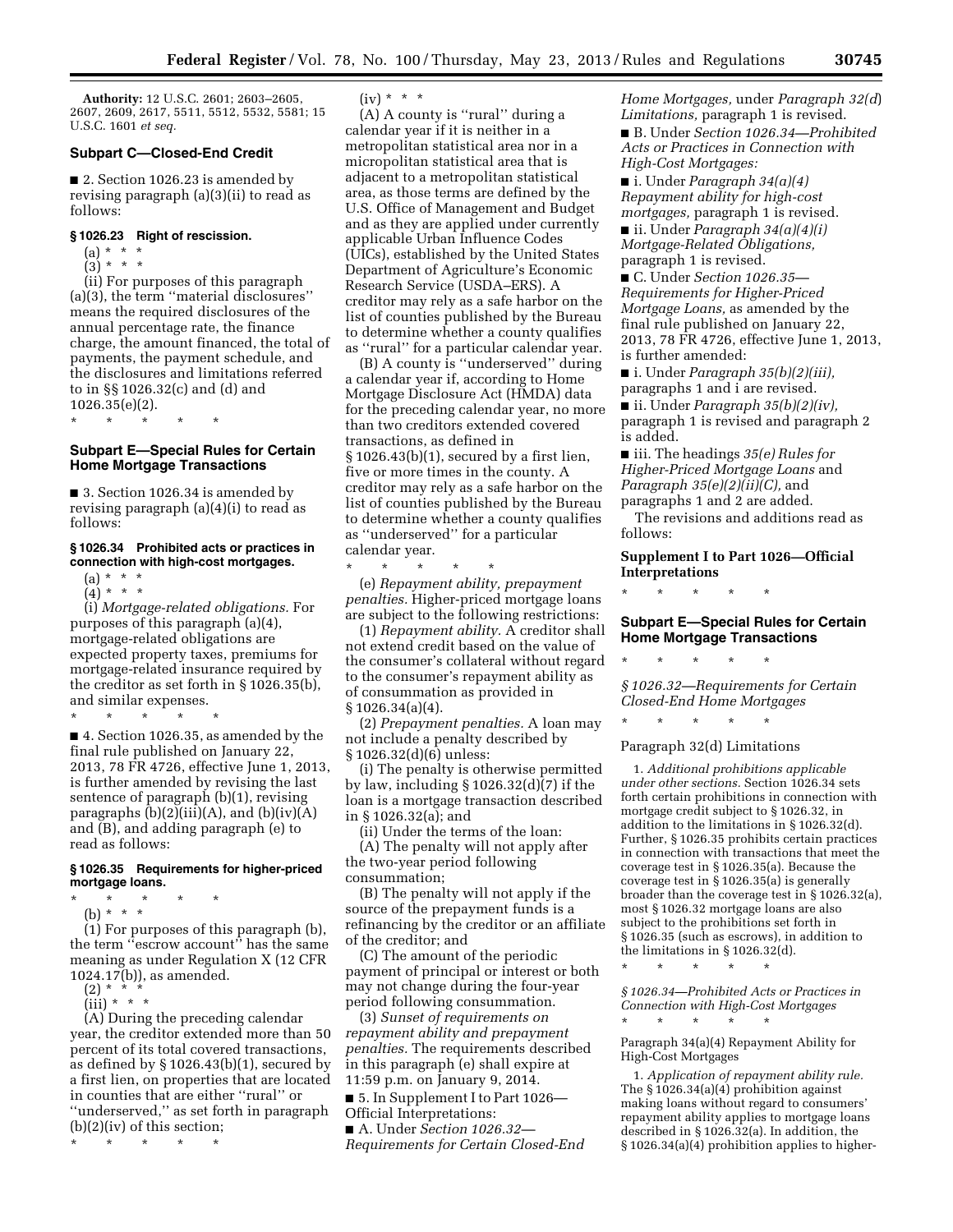**Authority:** 12 U.S.C. 2601; 2603–2605, 2607, 2609, 2617, 5511, 5512, 5532, 5581; 15 U.S.C. 1601 *et seq.*

## Subpart C—Closed-End Credit

■ 2. Section 1026.23 is amended by revising paragraph (a)(3)(ii) to read as follows:

### § 1026.23 Right of rescission.

(a) * * *

(3) * * *

(ii) For purposes of this paragraph (a)(3), the term ''material disclosures'' means the required disclosures of the annual percentage rate, the finance charge, the amount financed, the total of payments, the payment schedule, and the disclosures and limitations referred to in §§ 1026.32(c) and (d) and 1026.35(e)(2).

\* \* \* \* \*

## Subpart E—Special Rules for Certain Home Mortgage Transactions

■ 3. Section 1026.34 is amended by revising paragraph (a)(4)(i) to read as follows:

### § 1026.34 Prohibited acts or practices in connection with high-cost mortgages.

(a) * * *

(4) * * *

(i) *Mortgage-related obligations.* For purposes of this paragraph (a)(4), mortgage-related obligations are expected property taxes, premiums for mortgage-related insurance required by the creditor as set forth in § 1026.35(b), and similar expenses.

\* \* \* \* \*

■ 4. Section 1026.35, as amended by the final rule published on January 22, 2013, 78 FR 4726, effective June 1, 2013, is further amended by revising the last sentence of paragraph (b)(1), revising paragraphs (b)(2)(iii)(A), and (b)(iv)(A) and (B), and adding paragraph (e) to read as follows:

### § 1026.35 Requirements for higher-priced mortgage loans.

\* \* \* \* \*

(b) * * *

(1) For purposes of this paragraph (b), the term ''escrow account'' has the same meaning as under Regulation X (12 CFR 1024.17(b)), as amended.

(2) * * *

(iii) * * *

(A) During the preceding calendar year, the creditor extended more than 50 percent of its total covered transactions, as defined by § 1026.43(b)(1), secured by a first lien, on properties that are located in counties that are either ''rural'' or ''underserved,'' as set forth in paragraph (b)(2)(iv) of this section;

\* \* \* \* \*

(iv) * * *

(A) A county is ''rural'' during a calendar year if it is neither in a metropolitan statistical area nor in a micropolitan statistical area that is adjacent to a metropolitan statistical area, as those terms are defined by the U.S. Office of Management and Budget and as they are applied under currently applicable Urban Influence Codes (UICs), established by the United States Department of Agriculture's Economic Research Service (USDA–ERS). A creditor may rely as a safe harbor on the list of counties published by the Bureau to determine whether a county qualifies as ''rural'' for a particular calendar year.

(B) A county is ''underserved'' during a calendar year if, according to Home Mortgage Disclosure Act (HMDA) data for the preceding calendar year, no more than two creditors extended covered transactions, as defined in § 1026.43(b)(1), secured by a first lien, five or more times in the county. A creditor may rely as a safe harbor on the list of counties published by the Bureau to determine whether a county qualifies as ''underserved'' for a particular calendar year.

\* \* \* \* \*

(e) *Repayment ability, prepayment penalties.* Higher-priced mortgage loans are subject to the following restrictions:

(1) *Repayment ability.* A creditor shall not extend credit based on the value of the consumer's collateral without regard to the consumer's repayment ability as of consummation as provided in § 1026.34(a)(4).

(2) *Prepayment penalties.* A loan may not include a penalty described by § 1026.32(d)(6) unless:

(i) The penalty is otherwise permitted by law, including § 1026.32(d)(7) if the loan is a mortgage transaction described in § 1026.32(a); and

(ii) Under the terms of the loan:

(A) The penalty will not apply after the two-year period following consummation;

(B) The penalty will not apply if the source of the prepayment funds is a refinancing by the creditor or an affiliate of the creditor; and

(C) The amount of the periodic payment of principal or interest or both may not change during the four-year period following consummation.

(3) *Sunset of requirements on repayment ability and prepayment penalties.* The requirements described in this paragraph (e) shall expire at 11:59 p.m. on January 9, 2014.

■ 5. In Supplement I to Part 1026—Official Interpretations:

■ A. Under *Section 1026.32—Requirements for Certain Closed-End Home Mortgages,* under *Paragraph 32(d) Limitations,* paragraph 1 is revised.

■ B. Under *Section 1026.34—Prohibited Acts or Practices in Connection with High-Cost Mortgages:*

■ i. Under *Paragraph 34(a)(4) Repayment ability for high-cost mortgages,* paragraph 1 is revised.

■ ii. Under *Paragraph 34(a)(4)(i) Mortgage-Related Obligations,* paragraph 1 is revised.

■ C. Under *Section 1026.35—Requirements for Higher-Priced Mortgage Loans,* as amended by the final rule published on January 22, 2013, 78 FR 4726, effective June 1, 2013, is further amended:

■ i. Under *Paragraph 35(b)(2)(iii),* paragraphs 1 and i are revised.

■ ii. Under *Paragraph 35(b)(2)(iv),* paragraph 1 is revised and paragraph 2 is added.

■ iii. The headings *35(e) Rules for Higher-Priced Mortgage Loans* and *Paragraph 35(e)(2)(ii)(C),* and paragraphs 1 and 2 are added.

The revisions and additions read as follows:

## Supplement I to Part 1026—Official Interpretations

\* \* \* \* \*

## Subpart E—Special Rules for Certain Home Mortgage Transactions

\* \* \* \* \*

*§ 1026.32—Requirements for Certain Closed-End Home Mortgages*

\* \* \* \* \*

Paragraph 32(d) Limitations

1. *Additional prohibitions applicable under other sections.* Section 1026.34 sets forth certain prohibitions in connection with mortgage credit subject to § 1026.32, in addition to the limitations in § 1026.32(d). Further, § 1026.35 prohibits certain practices in connection with transactions that meet the coverage test in § 1026.35(a). Because the coverage test in § 1026.35(a) is generally broader than the coverage test in § 1026.32(a), most § 1026.32 mortgage loans are also subject to the prohibitions set forth in § 1026.35 (such as escrows), in addition to the limitations in § 1026.32(d).

\* \* \* \* \*

*§ 1026.34—Prohibited Acts or Practices in Connection with High-Cost Mortgages*

\* \* \* \* \*

Paragraph 34(a)(4) Repayment Ability for High-Cost Mortgages

1. *Application of repayment ability rule.* The § 1026.34(a)(4) prohibition against making loans without regard to consumers' repayment ability applies to mortgage loans described in § 1026.32(a). In addition, the § 1026.34(a)(4) prohibition applies to higher-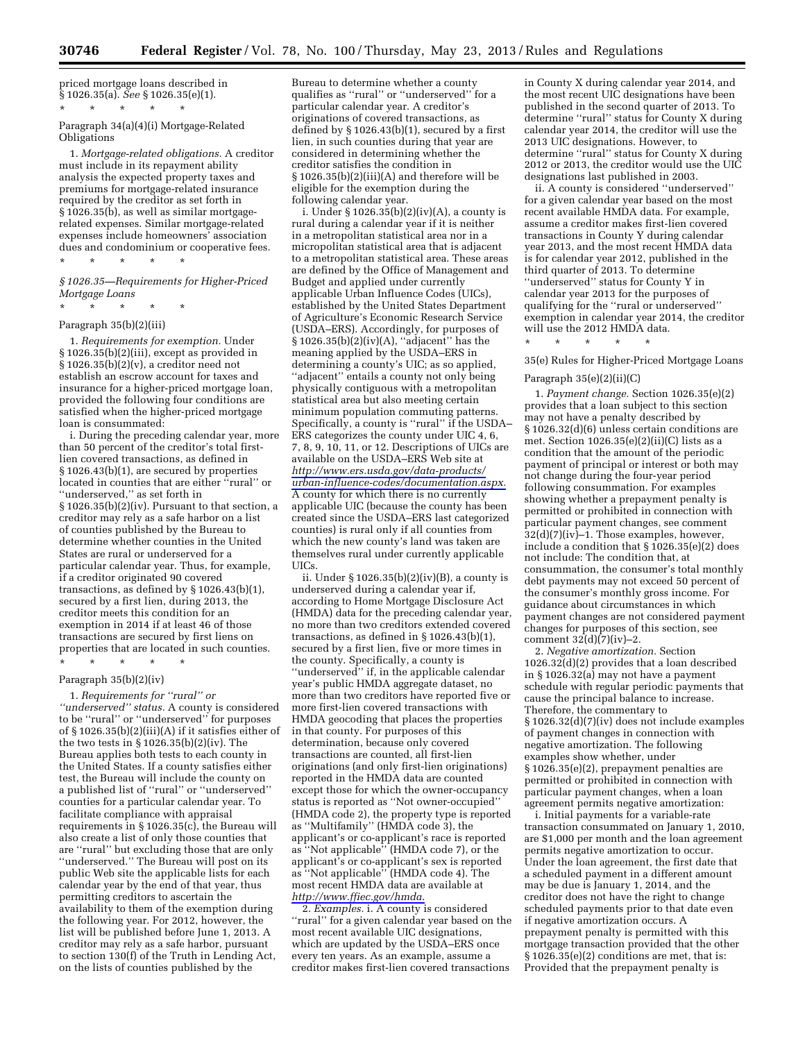priced mortgage loans described in § 1026.35(a). *See* § 1026.35(e)(1).

\* \* \* \* \*

Paragraph 34(a)(4)(i) Mortgage-Related Obligations

1. *Mortgage-related obligations.* A creditor must include in its repayment ability analysis the expected property taxes and premiums for mortgage-related insurance required by the creditor as set forth in § 1026.35(b), as well as similar mortgage-related expenses. Similar mortgage-related expenses include homeowners' association dues and condominium or cooperative fees.

\* \* \* \* \*

*§ 1026.35—Requirements for Higher-Priced Mortgage Loans*

\* \* \* \* \*

Paragraph 35(b)(2)(iii)

1. *Requirements for exemption.* Under § 1026.35(b)(2)(iii), except as provided in § 1026.35(b)(2)(v), a creditor need not establish an escrow account for taxes and insurance for a higher-priced mortgage loan, provided the following four conditions are satisfied when the higher-priced mortgage loan is consummated:

i. During the preceding calendar year, more than 50 percent of the creditor's total first-lien covered transactions, as defined in § 1026.43(b)(1), are secured by properties located in counties that are either ''rural'' or ''underserved,'' as set forth in § 1026.35(b)(2)(iv). Pursuant to that section, a creditor may rely as a safe harbor on a list of counties published by the Bureau to determine whether counties in the United States are rural or underserved for a particular calendar year. Thus, for example, if a creditor originated 90 covered transactions, as defined by § 1026.43(b)(1), secured by a first lien, during 2013, the creditor meets this condition for an exemption in 2014 if at least 46 of those transactions are secured by first liens on properties that are located in such counties.

\* \* \* \* \*

Paragraph 35(b)(2)(iv)

1. *Requirements for ''rural'' or ''underserved'' status.* A county is considered to be ''rural'' or ''underserved'' for purposes of § 1026.35(b)(2)(iii)(A) if it satisfies either of the two tests in § 1026.35(b)(2)(iv). The Bureau applies both tests to each county in the United States. If a county satisfies either test, the Bureau will include the county on a published list of ''rural'' or ''underserved'' counties for a particular calendar year. To facilitate compliance with appraisal requirements in § 1026.35(c), the Bureau will also create a list of only those counties that are ''rural'' but excluding those that are only ''underserved.'' The Bureau will post on its public Web site the applicable lists for each calendar year by the end of that year, thus permitting creditors to ascertain the availability to them of the exemption during the following year. For 2012, however, the list will be published before June 1, 2013. A creditor may rely as a safe harbor, pursuant to section 130(f) of the Truth in Lending Act, on the lists of counties published by the Bureau to determine whether a county qualifies as ''rural'' or ''underserved'' for a particular calendar year. A creditor's originations of covered transactions, as defined by § 1026.43(b)(1), secured by a first lien, in such counties during that year are considered in determining whether the creditor satisfies the condition in § 1026.35(b)(2)(iii)(A) and therefore will be eligible for the exemption during the following calendar year.

i. Under § 1026.35(b)(2)(iv)(A), a county is rural during a calendar year if it is neither in a metropolitan statistical area nor in a micropolitan statistical area that is adjacent to a metropolitan statistical area. These areas are defined by the Office of Management and Budget and applied under currently applicable Urban Influence Codes (UICs), established by the United States Department of Agriculture's Economic Research Service (USDA–ERS). Accordingly, for purposes of § 1026.35(b)(2)(iv)(A), ''adjacent'' has the meaning applied by the USDA–ERS in determining a county's UIC; as so applied, ''adjacent'' entails a county not only being physically contiguous with a metropolitan statistical area but also meeting certain minimum population commuting patterns. Specifically, a county is ''rural'' if the USDA–ERS categorizes the county under UIC 4, 6, 7, 8, 9, 10, 11, or 12. Descriptions of UICs are available on the USDA–ERS Web site at *http://www.ers.usda.gov/data-products/urban-influence-codes/documentation.aspx.* A county for which there is no currently applicable UIC (because the county has been created since the USDA–ERS last categorized counties) is rural only if all counties from which the new county's land was taken are themselves rural under currently applicable UICs.

ii. Under § 1026.35(b)(2)(iv)(B), a county is underserved during a calendar year if, according to Home Mortgage Disclosure Act (HMDA) data for the preceding calendar year, no more than two creditors extended covered transactions, as defined in § 1026.43(b)(1), secured by a first lien, five or more times in the county. Specifically, a county is ''underserved'' if, in the applicable calendar year's public HMDA aggregate dataset, no more than two creditors have reported five or more first-lien covered transactions with HMDA geocoding that places the properties in that county. For purposes of this determination, because only covered transactions are counted, all first-lien originations (and only first-lien originations) reported in the HMDA data are counted except those for which the owner-occupancy status is reported as ''Not owner-occupied'' (HMDA code 2), the property type is reported as ''Multifamily'' (HMDA code 3), the applicant's or co-applicant's race is reported as ''Not applicable'' (HMDA code 7), or the applicant's or co-applicant's sex is reported as ''Not applicable'' (HMDA code 4). The most recent HMDA data are available at *http://www.ffiec.gov/hmda.*

2. *Examples.* i. A county is considered ''rural'' for a given calendar year based on the most recent available UIC designations, which are updated by the USDA–ERS once every ten years. As an example, assume a creditor makes first-lien covered transactions in County X during calendar year 2014, and the most recent UIC designations have been published in the second quarter of 2013. To determine ''rural'' status for County X during calendar year 2014, the creditor will use the 2013 UIC designations. However, to determine ''rural'' status for County X during 2012 or 2013, the creditor would use the UIC designations last published in 2003.

ii. A county is considered ''underserved'' for a given calendar year based on the most recent available HMDA data. For example, assume a creditor makes first-lien covered transactions in County Y during calendar year 2013, and the most recent HMDA data is for calendar year 2012, published in the third quarter of 2013. To determine ''underserved'' status for County Y in calendar year 2013 for the purposes of qualifying for the ''rural or underserved'' exemption in calendar year 2014, the creditor will use the 2012 HMDA data.

\* \* \* \* \*

35(e) Rules for Higher-Priced Mortgage Loans

Paragraph 35(e)(2)(ii)(C)

1. *Payment change.* Section 1026.35(e)(2) provides that a loan subject to this section may not have a penalty described by § 1026.32(d)(6) unless certain conditions are met. Section 1026.35(e)(2)(ii)(C) lists as a condition that the amount of the periodic payment of principal or interest or both may not change during the four-year period following consummation. For examples showing whether a prepayment penalty is permitted or prohibited in connection with particular payment changes, see comment 32(d)(7)(iv)–1. Those examples, however, include a condition that § 1026.35(e)(2) does not include: The condition that, at consummation, the consumer's total monthly debt payments may not exceed 50 percent of the consumer's monthly gross income. For guidance about circumstances in which payment changes are not considered payment changes for purposes of this section, see comment 32(d)(7)(iv)–2.

2. *Negative amortization.* Section 1026.32(d)(2) provides that a loan described in § 1026.32(a) may not have a payment schedule with regular periodic payments that cause the principal balance to increase. Therefore, the commentary to § 1026.32(d)(7)(iv) does not include examples of payment changes in connection with negative amortization. The following examples show whether, under § 1026.35(e)(2), prepayment penalties are permitted or prohibited in connection with particular payment changes, when a loan agreement permits negative amortization:

i. Initial payments for a variable-rate transaction consummated on January 1, 2010, are $1,000 per month and the loan agreement permits negative amortization to occur. Under the loan agreement, the first date that a scheduled payment in a different amount may be due is January 1, 2014, and the creditor does not have the right to change scheduled payments prior to that date even if negative amortization occurs. A prepayment penalty is permitted with this mortgage transaction provided that the other § 1026.35(e)(2) conditions are met, that is: Provided that the prepayment penalty is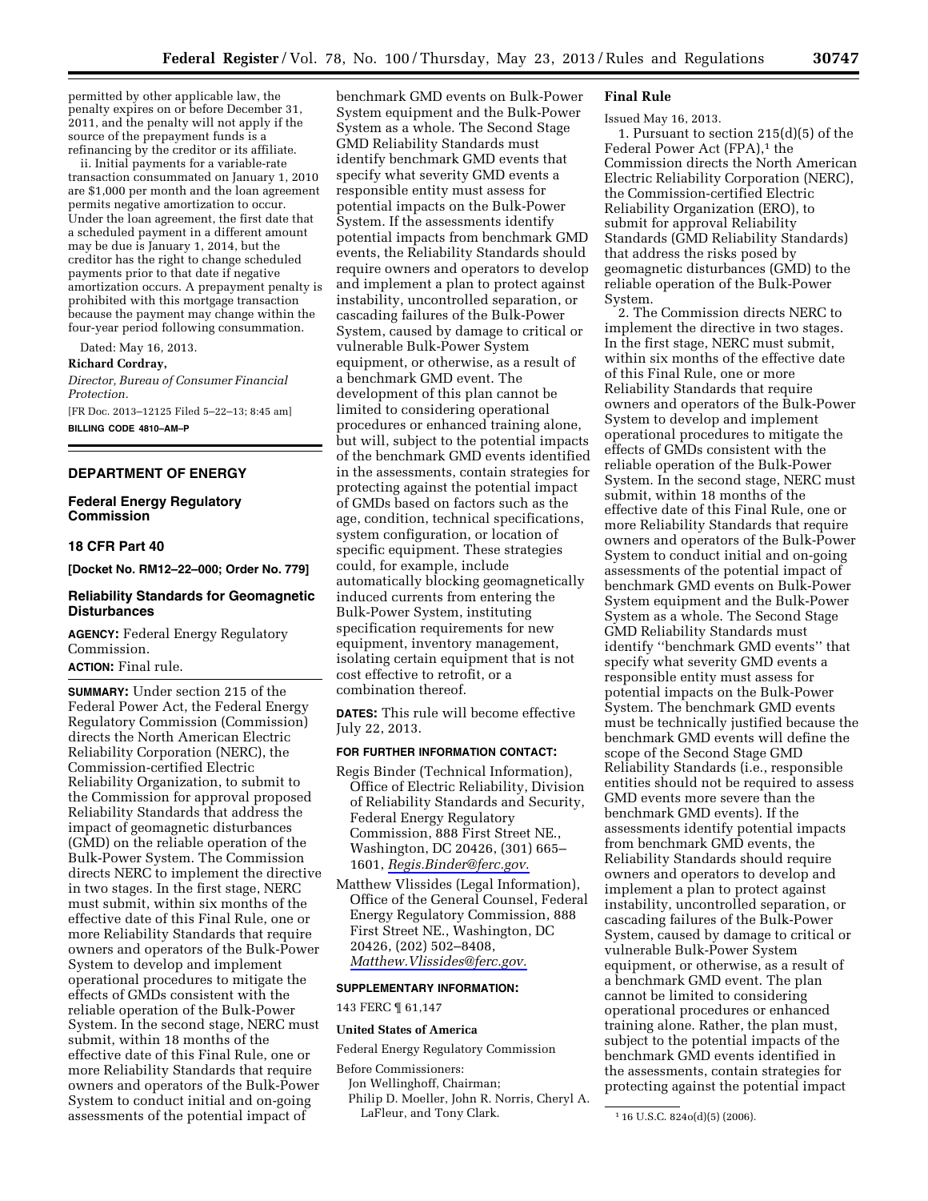permitted by other applicable law, the penalty expires on or before December 31, 2011, and the penalty will not apply if the source of the prepayment funds is a refinancing by the creditor or its affiliate.

ii. Initial payments for a variable-rate transaction consummated on January 1, 2010 are $1,000 per month and the loan agreement permits negative amortization to occur. Under the loan agreement, the first date that a scheduled payment in a different amount may be due is January 1, 2014, but the creditor has the right to change scheduled payments prior to that date if negative amortization occurs. A prepayment penalty is prohibited with this mortgage transaction because the payment may change within the four-year period following consummation.

Dated: May 16, 2013.

**Richard Cordray,**

*Director, Bureau of Consumer Financial Protection.*

[FR Doc. 2013–12125 Filed 5–22–13; 8:45 am]

**BILLING CODE 4810–AM–P**

---

## DEPARTMENT OF ENERGY

### Federal Energy Regulatory Commission

### 18 CFR Part 40

**[Docket No. RM12–22–000; Order No. 779]**

### Reliability Standards for Geomagnetic Disturbances

**AGENCY:** Federal Energy Regulatory Commission.

**ACTION:** Final rule.

**SUMMARY:** Under section 215 of the Federal Power Act, the Federal Energy Regulatory Commission (Commission) directs the North American Electric Reliability Corporation (NERC), the Commission-certified Electric Reliability Organization, to submit to the Commission for approval proposed Reliability Standards that address the impact of geomagnetic disturbances (GMD) on the reliable operation of the Bulk-Power System. The Commission directs NERC to implement the directive in two stages. In the first stage, NERC must submit, within six months of the effective date of this Final Rule, one or more Reliability Standards that require owners and operators of the Bulk-Power System to develop and implement operational procedures to mitigate the effects of GMDs consistent with the reliable operation of the Bulk-Power System. In the second stage, NERC must submit, within 18 months of the effective date of this Final Rule, one or more Reliability Standards that require owners and operators of the Bulk-Power System to conduct initial and on-going assessments of the potential impact of benchmark GMD events on Bulk-Power System equipment and the Bulk-Power System as a whole. The Second Stage GMD Reliability Standards must identify benchmark GMD events that specify what severity GMD events a responsible entity must assess for potential impacts on the Bulk-Power System. If the assessments identify potential impacts from benchmark GMD events, the Reliability Standards should require owners and operators to develop and implement a plan to protect against instability, uncontrolled separation, or cascading failures of the Bulk-Power System, caused by damage to critical or vulnerable Bulk-Power System equipment, or otherwise, as a result of a benchmark GMD event. The development of this plan cannot be limited to considering operational procedures or enhanced training alone, but will, subject to the potential impacts of the benchmark GMD events identified in the assessments, contain strategies for protecting against the potential impact of GMDs based on factors such as the age, condition, technical specifications, system configuration, or location of specific equipment. These strategies could, for example, include automatically blocking geomagnetically induced currents from entering the Bulk-Power System, instituting specification requirements for new equipment, inventory management, isolating certain equipment that is not cost effective to retrofit, or a combination thereof.

**DATES:** This rule will become effective July 22, 2013.

**FOR FURTHER INFORMATION CONTACT:**

Regis Binder (Technical Information), Office of Electric Reliability, Division of Reliability Standards and Security, Federal Energy Regulatory Commission, 888 First Street NE., Washington, DC 20426, (301) 665–1601, *Regis.Binder@ferc.gov.*

Matthew Vlissides (Legal Information), Office of the General Counsel, Federal Energy Regulatory Commission, 888 First Street NE., Washington, DC 20426, (202) 502–8408, *Matthew.Vlissides@ferc.gov.*

**SUPPLEMENTARY INFORMATION:**

143 FERC ¶ 61,147

**United States of America**

Federal Energy Regulatory Commission

Before Commissioners:

Jon Wellinghoff, Chairman;

Philip D. Moeller, John R. Norris, Cheryl A. LaFleur, and Tony Clark.

**Final Rule**

Issued May 16, 2013.

1. Pursuant to section 215(d)(5) of the Federal Power Act (FPA),[1] the Commission directs the North American Electric Reliability Corporation (NERC), the Commission-certified Electric Reliability Organization (ERO), to submit for approval Reliability Standards (GMD Reliability Standards) that address the risks posed by geomagnetic disturbances (GMD) to the reliable operation of the Bulk-Power System.

2. The Commission directs NERC to implement the directive in two stages. In the first stage, NERC must submit, within six months of the effective date of this Final Rule, one or more Reliability Standards that require owners and operators of the Bulk-Power System to develop and implement operational procedures to mitigate the effects of GMDs consistent with the reliable operation of the Bulk-Power System. In the second stage, NERC must submit, within 18 months of the effective date of this Final Rule, one or more Reliability Standards that require owners and operators of the Bulk-Power System to conduct initial and on-going assessments of the potential impact of benchmark GMD events on Bulk-Power System equipment and the Bulk-Power System as a whole. The Second Stage GMD Reliability Standards must identify "benchmark GMD events" that specify what severity GMD events a responsible entity must assess for potential impacts on the Bulk-Power System. The benchmark GMD events must be technically justified because the benchmark GMD events will define the scope of the Second Stage GMD Reliability Standards (i.e., responsible entities should not be required to assess GMD events more severe than the benchmark GMD events). If the assessments identify potential impacts from benchmark GMD events, the Reliability Standards should require owners and operators to develop and implement a plan to protect against instability, uncontrolled separation, or cascading failures of the Bulk-Power System, caused by damage to critical or vulnerable Bulk-Power System equipment, or otherwise, as a result of a benchmark GMD event. The plan cannot be limited to considering operational procedures or enhanced training alone. Rather, the plan must, subject to the potential impacts of the benchmark GMD events identified in the assessments, contain strategies for protecting against the potential impact

[1] 16 U.S.C. 824o(d)(5) (2006).